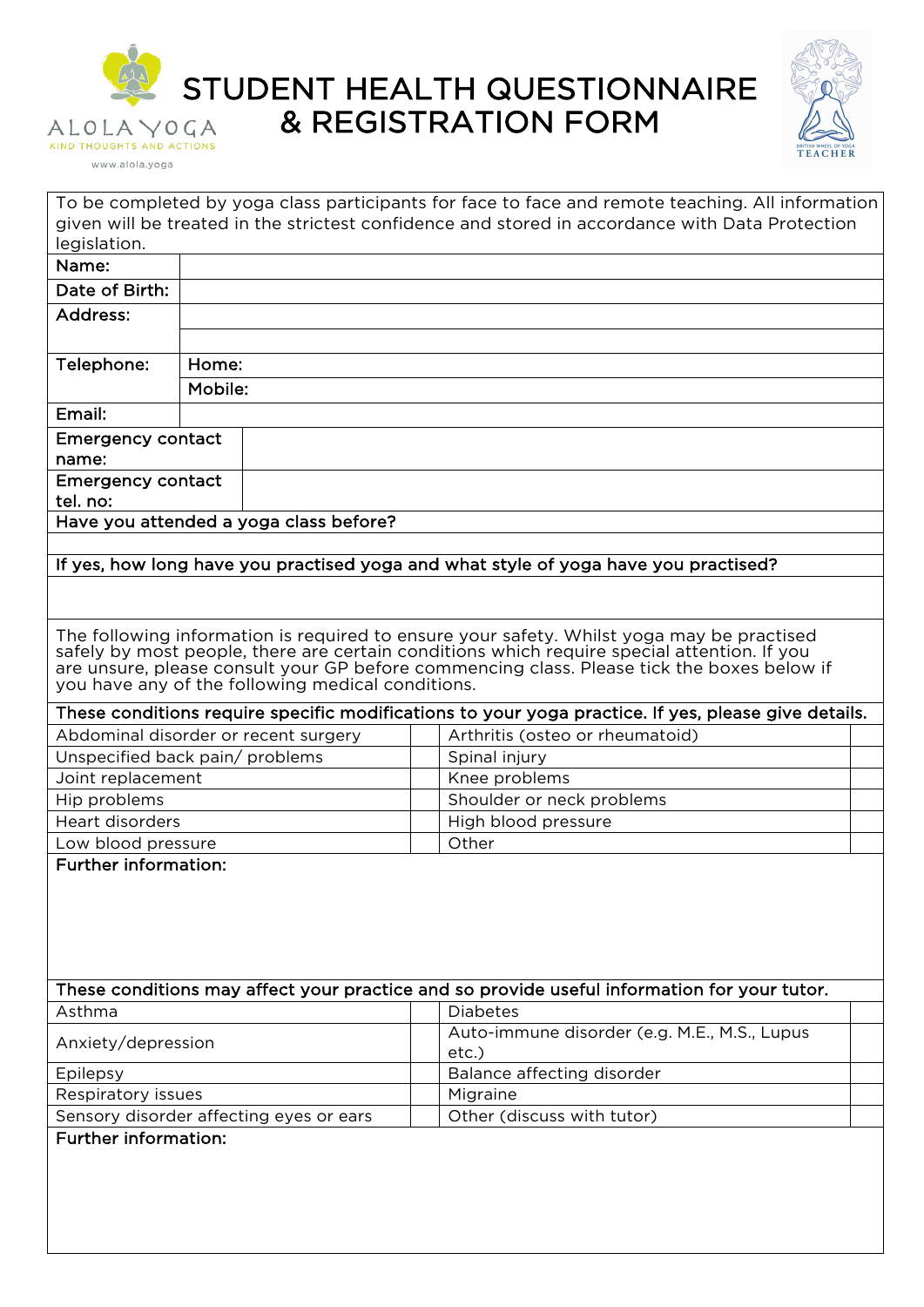ALOLA YOGA
KIND THOUGHTS AND ACTIONS
www.alola.yoga

# STUDENT HEALTH QUESTIONNAIRE & REGISTRATION FORM

BRITISH WHEEL OF YOGA TEACHER

To be completed by yoga class participants for face to face and remote teaching. All information given will be treated in the strictest confidence and stored in accordance with Data Protection legislation.

| | | |
|---|---|---|
| **Name:** | | |
| **Date of Birth:** | | |
| **Address:** | | |
| | | |
| **Telephone:** | **Home:** | |
| | **Mobile:** | |
| **Email:** | | |
| **Emergency contact name:** | | |
| **Emergency contact tel. no:** | | |

**Have you attended a yoga class before?**

&nbsp;

**If yes, how long have you practised yoga and what style of yoga have you practised?**

&nbsp;

The following information is required to ensure your safety. Whilst yoga may be practised safely by most people, there are certain conditions which require special attention. If you are unsure, please consult your GP before commencing class. Please tick the boxes below if you have any of the following medical conditions.

**These conditions require specific modifications to your yoga practice. If yes, please give details.**

| Condition | | Condition | |
|---|---|---|---|
| Abdominal disorder or recent surgery | | Arthritis (osteo or rheumatoid) | |
| Unspecified back pain/ problems | | Spinal injury | |
| Joint replacement | | Knee problems | |
| Hip problems | | Shoulder or neck problems | |
| Heart disorders | | High blood pressure | |
| Low blood pressure | | Other | |

**Further information:**

&nbsp;

**These conditions may affect your practice and so provide useful information for your tutor.**

| Condition | | Condition | |
|---|---|---|---|
| Asthma | | Diabetes | |
| Anxiety/depression | | Auto-immune disorder (e.g. M.E., M.S., Lupus etc.) | |
| Epilepsy | | Balance affecting disorder | |
| Respiratory issues | | Migraine | |
| Sensory disorder affecting eyes or ears | | Other (discuss with tutor) | |

**Further information:**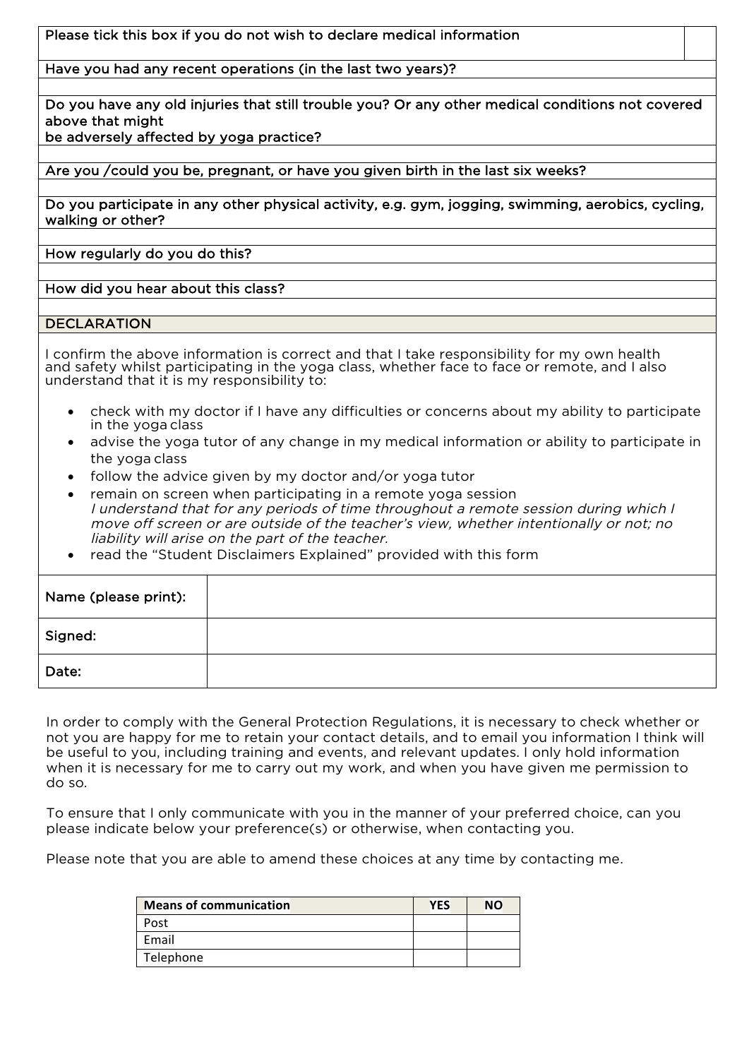| | |
|---|---|
| Please tick this box if you do not wish to declare medical information | |

Have you had any recent operations (in the last two years)?

Do you have any old injuries that still trouble you? Or any other medical conditions not covered above that might
be adversely affected by yoga practice?

Are you /could you be, pregnant, or have you given birth in the last six weeks?

Do you participate in any other physical activity, e.g. gym, jogging, swimming, aerobics, cycling, walking or other?

How regularly do you do this?

How did you hear about this class?

## DECLARATION

I confirm the above information is correct and that I take responsibility for my own health and safety whilst participating in the yoga class, whether face to face or remote, and I also understand that it is my responsibility to:

- check with my doctor if I have any difficulties or concerns about my ability to participate in the yoga class
- advise the yoga tutor of any change in my medical information or ability to participate in the yoga class
- follow the advice given by my doctor and/or yoga tutor
- remain on screen when participating in a remote yoga session
  *I understand that for any periods of time throughout a remote session during which I move off screen or are outside of the teacher's view, whether intentionally or not; no liability will arise on the part of the teacher.*
- read the "Student Disclaimers Explained" provided with this form

| | |
|---|---|
| Name (please print): | |
| Signed: | |
| Date: | |

In order to comply with the General Protection Regulations, it is necessary to check whether or not you are happy for me to retain your contact details, and to email you information I think will be useful to you, including training and events, and relevant updates. I only hold information when it is necessary for me to carry out my work, and when you have given me permission to do so.

To ensure that I only communicate with you in the manner of your preferred choice, can you please indicate below your preference(s) or otherwise, when contacting you.

Please note that you are able to amend these choices at any time by contacting me.

| Means of communication | YES | NO |
|---|---|---|
| Post | | |
| Email | | |
| Telephone | | |